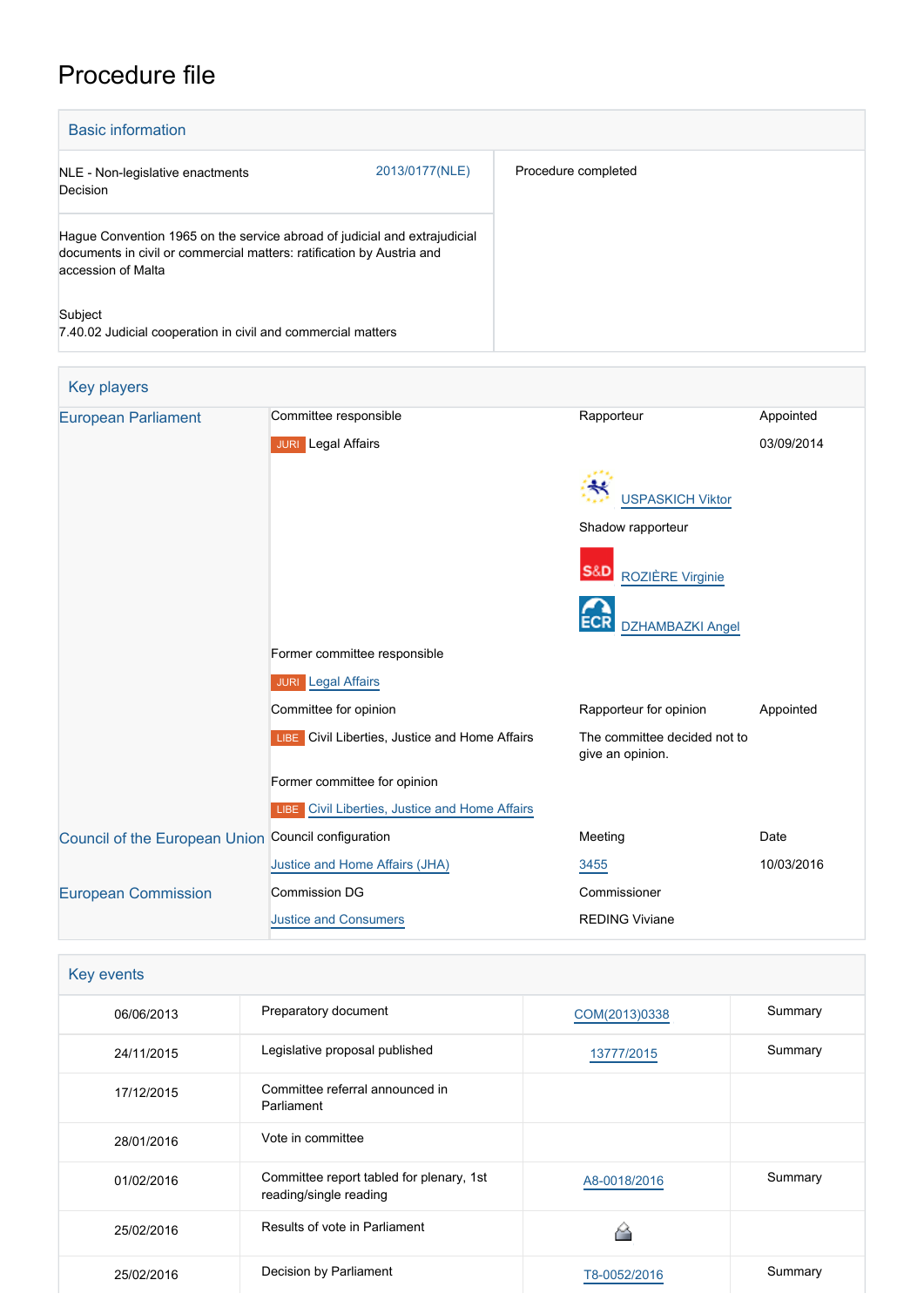# Procedure file

## Basic information

| | |
|---|---|
| NLE - Non-legislative enactments<br>Decision | 2013/0177(NLE) |
| Hague Convention 1965 on the service abroad of judicial and extrajudicial documents in civil or commercial matters: ratification by Austria and accession of Malta<br><br>Subject<br>7.40.02 Judicial cooperation in civil and commercial matters | Procedure completed |

## Key players

| | | | |
|---|---|---|---|
| European Parliament | Committee responsible | Rapporteur | Appointed |
| | JURI Legal Affairs | USPASKICH Viktor | 03/09/2014 |
| | | Shadow rapporteur | |
| | | S&D ROZIÈRE Virginie | |
| | | ECR DZHAMBAZKI Angel | |
| | Former committee responsible | | |
| | JURI Legal Affairs | | |
| | Committee for opinion | Rapporteur for opinion | Appointed |
| | LIBE Civil Liberties, Justice and Home Affairs | The committee decided not to give an opinion. | |
| | Former committee for opinion | | |
| | LIBE Civil Liberties, Justice and Home Affairs | | |
| Council of the European Union | Council configuration | Meeting | Date |
| | Justice and Home Affairs (JHA) | 3455 | 10/03/2016 |
| European Commission | Commission DG | Commissioner | |
| | Justice and Consumers | REDING Viviane | |

## Key events

| | | | |
|---|---|---|---|
| 06/06/2013 | Preparatory document | COM(2013)0338 | Summary |
| 24/11/2015 | Legislative proposal published | 13777/2015 | Summary |
| 17/12/2015 | Committee referral announced in Parliament | | |
| 28/01/2016 | Vote in committee | | |
| 01/02/2016 | Committee report tabled for plenary, 1st reading/single reading | A8-0018/2016 | Summary |
| 25/02/2016 | Results of vote in Parliament | | |
| 25/02/2016 | Decision by Parliament | T8-0052/2016 | Summary |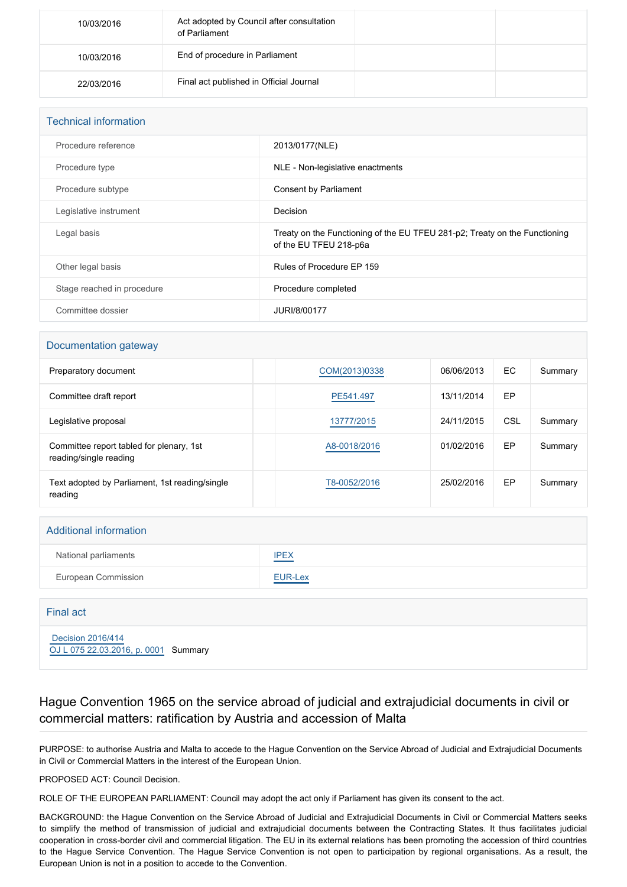| | | | |
|---|---|---|---|
| 10/03/2016 | Act adopted by Council after consultation of Parliament | | |
| 10/03/2016 | End of procedure in Parliament | | |
| 22/03/2016 | Final act published in Official Journal | | |

## Technical information

| | |
|---|---|
| Procedure reference | 2013/0177(NLE) |
| Procedure type | NLE - Non-legislative enactments |
| Procedure subtype | Consent by Parliament |
| Legislative instrument | Decision |
| Legal basis | Treaty on the Functioning of the EU TFEU 281-p2; Treaty on the Functioning of the EU TFEU 218-p6a |
| Other legal basis | Rules of Procedure EP 159 |
| Stage reached in procedure | Procedure completed |
| Committee dossier | JURI/8/00177 |

## Documentation gateway

| | | | | | |
|---|---|---|---|---|---|
| Preparatory document | | COM(2013)0338 | 06/06/2013 | EC | Summary |
| Committee draft report | | PE541.497 | 13/11/2014 | EP | |
| Legislative proposal | | 13777/2015 | 24/11/2015 | CSL | Summary |
| Committee report tabled for plenary, 1st reading/single reading | | A8-0018/2016 | 01/02/2016 | EP | Summary |
| Text adopted by Parliament, 1st reading/single reading | | T8-0052/2016 | 25/02/2016 | EP | Summary |

## Additional information

| | |
|---|---|
| National parliaments | IPEX |
| European Commission | EUR-Lex |

## Final act

Decision 2016/414
OJ L 075 22.03.2016, p. 0001 Summary

## Hague Convention 1965 on the service abroad of judicial and extrajudicial documents in civil or commercial matters: ratification by Austria and accession of Malta

PURPOSE: to authorise Austria and Malta to accede to the Hague Convention on the Service Abroad of Judicial and Extrajudicial Documents in Civil or Commercial Matters in the interest of the European Union.

PROPOSED ACT: Council Decision.

ROLE OF THE EUROPEAN PARLIAMENT: Council may adopt the act only if Parliament has given its consent to the act.

BACKGROUND: the Hague Convention on the Service Abroad of Judicial and Extrajudicial Documents in Civil or Commercial Matters seeks to simplify the method of transmission of judicial and extrajudicial documents between the Contracting States. It thus facilitates judicial cooperation in cross-border civil and commercial litigation. The EU in its external relations has been promoting the accession of third countries to the Hague Service Convention. The Hague Service Convention is not open to participation by regional organisations. As a result, the European Union is not in a position to accede to the Convention.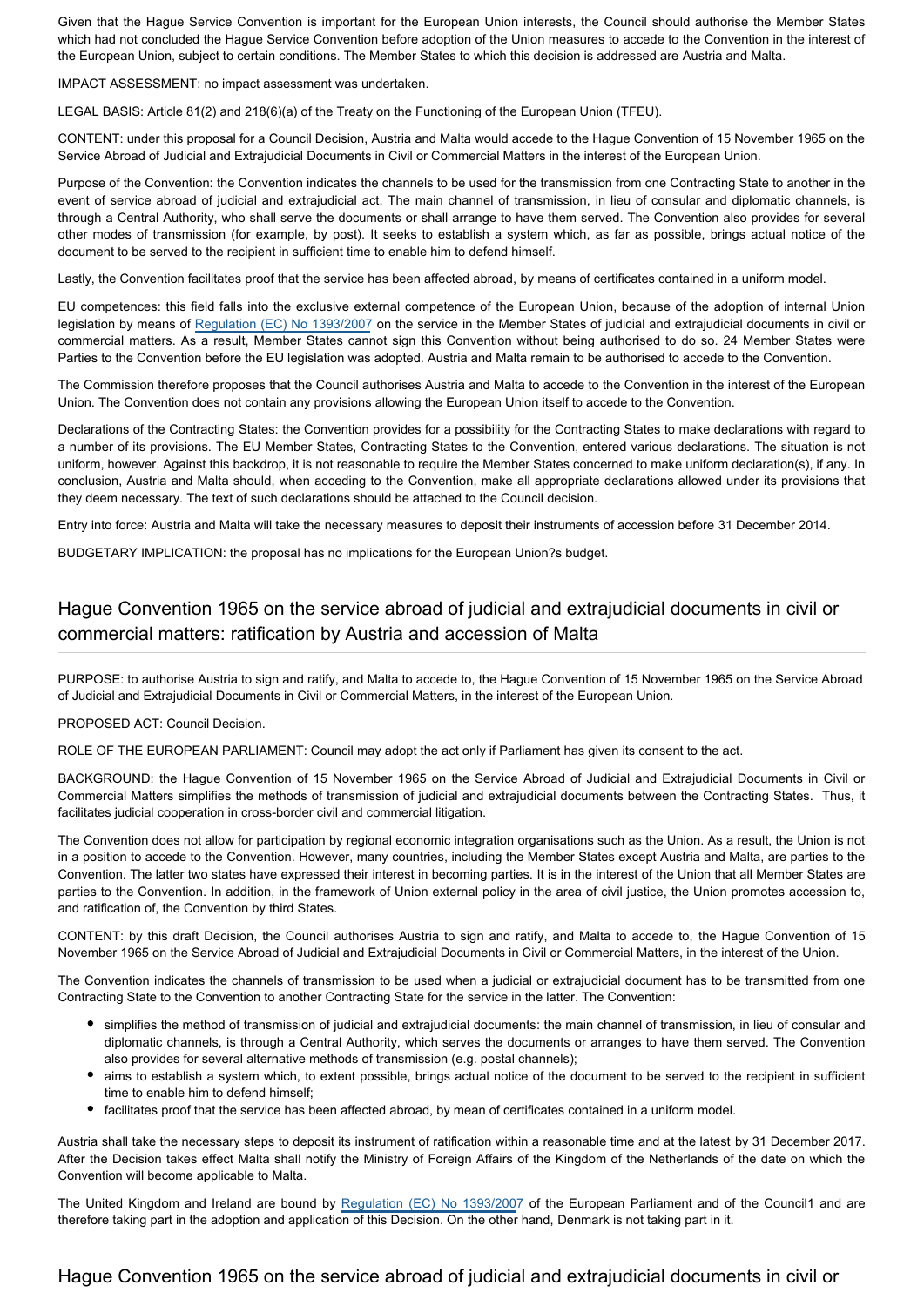Given that the Hague Service Convention is important for the European Union interests, the Council should authorise the Member States which had not concluded the Hague Service Convention before adoption of the Union measures to accede to the Convention in the interest of the European Union, subject to certain conditions. The Member States to which this decision is addressed are Austria and Malta.

IMPACT ASSESSMENT: no impact assessment was undertaken.

LEGAL BASIS: Article 81(2) and 218(6)(a) of the Treaty on the Functioning of the European Union (TFEU).

CONTENT: under this proposal for a Council Decision, Austria and Malta would accede to the Hague Convention of 15 November 1965 on the Service Abroad of Judicial and Extrajudicial Documents in Civil or Commercial Matters in the interest of the European Union.

Purpose of the Convention: the Convention indicates the channels to be used for the transmission from one Contracting State to another in the event of service abroad of judicial and extrajudicial act. The main channel of transmission, in lieu of consular and diplomatic channels, is through a Central Authority, who shall serve the documents or shall arrange to have them served. The Convention also provides for several other modes of transmission (for example, by post). It seeks to establish a system which, as far as possible, brings actual notice of the document to be served to the recipient in sufficient time to enable him to defend himself.

Lastly, the Convention facilitates proof that the service has been affected abroad, by means of certificates contained in a uniform model.

EU competences: this field falls into the exclusive external competence of the European Union, because of the adoption of internal Union legislation by means of Regulation (EC) No 1393/2007 on the service in the Member States of judicial and extrajudicial documents in civil or commercial matters. As a result, Member States cannot sign this Convention without being authorised to do so. 24 Member States were Parties to the Convention before the EU legislation was adopted. Austria and Malta remain to be authorised to accede to the Convention.

The Commission therefore proposes that the Council authorises Austria and Malta to accede to the Convention in the interest of the European Union. The Convention does not contain any provisions allowing the European Union itself to accede to the Convention.

Declarations of the Contracting States: the Convention provides for a possibility for the Contracting States to make declarations with regard to a number of its provisions. The EU Member States, Contracting States to the Convention, entered various declarations. The situation is not uniform, however. Against this backdrop, it is not reasonable to require the Member States concerned to make uniform declaration(s), if any. In conclusion, Austria and Malta should, when acceding to the Convention, make all appropriate declarations allowed under its provisions that they deem necessary. The text of such declarations should be attached to the Council decision.

Entry into force: Austria and Malta will take the necessary measures to deposit their instruments of accession before 31 December 2014.

BUDGETARY IMPLICATION: the proposal has no implications for the European Union?s budget.

## Hague Convention 1965 on the service abroad of judicial and extrajudicial documents in civil or commercial matters: ratification by Austria and accession of Malta

PURPOSE: to authorise Austria to sign and ratify, and Malta to accede to, the Hague Convention of 15 November 1965 on the Service Abroad of Judicial and Extrajudicial Documents in Civil or Commercial Matters, in the interest of the European Union.

PROPOSED ACT: Council Decision.

ROLE OF THE EUROPEAN PARLIAMENT: Council may adopt the act only if Parliament has given its consent to the act.

BACKGROUND: the Hague Convention of 15 November 1965 on the Service Abroad of Judicial and Extrajudicial Documents in Civil or Commercial Matters simplifies the methods of transmission of judicial and extrajudicial documents between the Contracting States. Thus, it facilitates judicial cooperation in cross-border civil and commercial litigation.

The Convention does not allow for participation by regional economic integration organisations such as the Union. As a result, the Union is not in a position to accede to the Convention. However, many countries, including the Member States except Austria and Malta, are parties to the Convention. The latter two states have expressed their interest in becoming parties. It is in the interest of the Union that all Member States are parties to the Convention. In addition, in the framework of Union external policy in the area of civil justice, the Union promotes accession to, and ratification of, the Convention by third States.

CONTENT: by this draft Decision, the Council authorises Austria to sign and ratify, and Malta to accede to, the Hague Convention of 15 November 1965 on the Service Abroad of Judicial and Extrajudicial Documents in Civil or Commercial Matters, in the interest of the Union.

The Convention indicates the channels of transmission to be used when a judicial or extrajudicial document has to be transmitted from one Contracting State to the Convention to another Contracting State for the service in the latter. The Convention:

- simplifies the method of transmission of judicial and extrajudicial documents: the main channel of transmission, in lieu of consular and diplomatic channels, is through a Central Authority, which serves the documents or arranges to have them served. The Convention also provides for several alternative methods of transmission (e.g. postal channels);
- aims to establish a system which, to extent possible, brings actual notice of the document to be served to the recipient in sufficient time to enable him to defend himself;
- facilitates proof that the service has been affected abroad, by mean of certificates contained in a uniform model.

Austria shall take the necessary steps to deposit its instrument of ratification within a reasonable time and at the latest by 31 December 2017. After the Decision takes effect Malta shall notify the Ministry of Foreign Affairs of the Kingdom of the Netherlands of the date on which the Convention will become applicable to Malta.

The United Kingdom and Ireland are bound by Regulation (EC) No 1393/2007 of the European Parliament and of the Council1 and are therefore taking part in the adoption and application of this Decision. On the other hand, Denmark is not taking part in it.

## Hague Convention 1965 on the service abroad of judicial and extrajudicial documents in civil or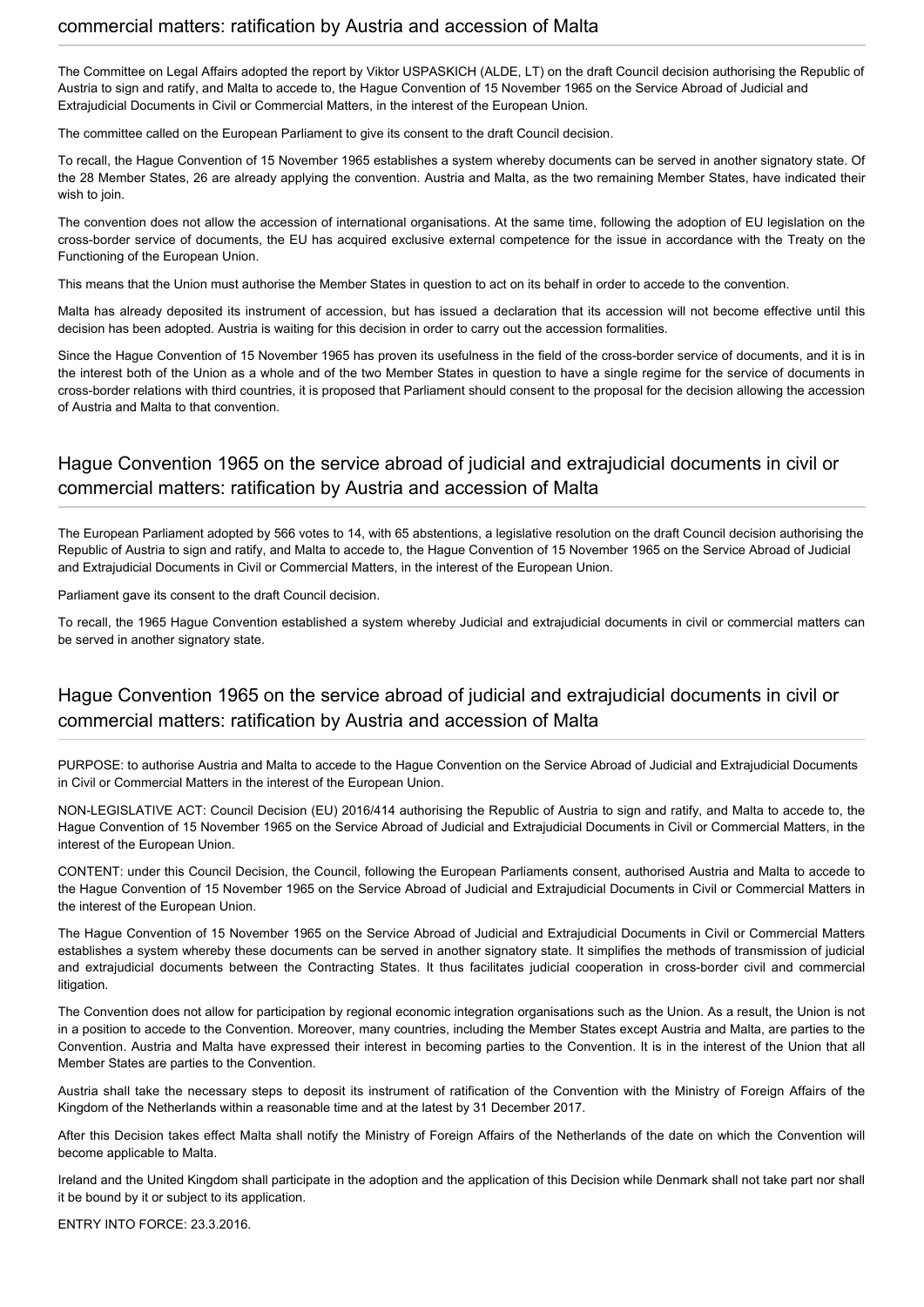## commercial matters: ratification by Austria and accession of Malta

The Committee on Legal Affairs adopted the report by Viktor USPASKICH (ALDE, LT) on the draft Council decision authorising the Republic of Austria to sign and ratify, and Malta to accede to, the Hague Convention of 15 November 1965 on the Service Abroad of Judicial and Extrajudicial Documents in Civil or Commercial Matters, in the interest of the European Union.

The committee called on the European Parliament to give its consent to the draft Council decision.

To recall, the Hague Convention of 15 November 1965 establishes a system whereby documents can be served in another signatory state. Of the 28 Member States, 26 are already applying the convention. Austria and Malta, as the two remaining Member States, have indicated their wish to join.

The convention does not allow the accession of international organisations. At the same time, following the adoption of EU legislation on the cross-border service of documents, the EU has acquired exclusive external competence for the issue in accordance with the Treaty on the Functioning of the European Union.

This means that the Union must authorise the Member States in question to act on its behalf in order to accede to the convention.

Malta has already deposited its instrument of accession, but has issued a declaration that its accession will not become effective until this decision has been adopted. Austria is waiting for this decision in order to carry out the accession formalities.

Since the Hague Convention of 15 November 1965 has proven its usefulness in the field of the cross-border service of documents, and it is in the interest both of the Union as a whole and of the two Member States in question to have a single regime for the service of documents in cross-border relations with third countries, it is proposed that Parliament should consent to the proposal for the decision allowing the accession of Austria and Malta to that convention.

## Hague Convention 1965 on the service abroad of judicial and extrajudicial documents in civil or commercial matters: ratification by Austria and accession of Malta

The European Parliament adopted by 566 votes to 14, with 65 abstentions, a legislative resolution on the draft Council decision authorising the Republic of Austria to sign and ratify, and Malta to accede to, the Hague Convention of 15 November 1965 on the Service Abroad of Judicial and Extrajudicial Documents in Civil or Commercial Matters, in the interest of the European Union.

Parliament gave its consent to the draft Council decision.

To recall, the 1965 Hague Convention established a system whereby Judicial and extrajudicial documents in civil or commercial matters can be served in another signatory state.

## Hague Convention 1965 on the service abroad of judicial and extrajudicial documents in civil or commercial matters: ratification by Austria and accession of Malta

PURPOSE: to authorise Austria and Malta to accede to the Hague Convention on the Service Abroad of Judicial and Extrajudicial Documents in Civil or Commercial Matters in the interest of the European Union.

NON-LEGISLATIVE ACT: Council Decision (EU) 2016/414 authorising the Republic of Austria to sign and ratify, and Malta to accede to, the Hague Convention of 15 November 1965 on the Service Abroad of Judicial and Extrajudicial Documents in Civil or Commercial Matters, in the interest of the European Union.

CONTENT: under this Council Decision, the Council, following the European Parliaments consent, authorised Austria and Malta to accede to the Hague Convention of 15 November 1965 on the Service Abroad of Judicial and Extrajudicial Documents in Civil or Commercial Matters in the interest of the European Union.

The Hague Convention of 15 November 1965 on the Service Abroad of Judicial and Extrajudicial Documents in Civil or Commercial Matters establishes a system whereby these documents can be served in another signatory state. It simplifies the methods of transmission of judicial and extrajudicial documents between the Contracting States. It thus facilitates judicial cooperation in cross-border civil and commercial litigation.

The Convention does not allow for participation by regional economic integration organisations such as the Union. As a result, the Union is not in a position to accede to the Convention. Moreover, many countries, including the Member States except Austria and Malta, are parties to the Convention. Austria and Malta have expressed their interest in becoming parties to the Convention. It is in the interest of the Union that all Member States are parties to the Convention.

Austria shall take the necessary steps to deposit its instrument of ratification of the Convention with the Ministry of Foreign Affairs of the Kingdom of the Netherlands within a reasonable time and at the latest by 31 December 2017.

After this Decision takes effect Malta shall notify the Ministry of Foreign Affairs of the Netherlands of the date on which the Convention will become applicable to Malta.

Ireland and the United Kingdom shall participate in the adoption and the application of this Decision while Denmark shall not take part nor shall it be bound by it or subject to its application.

ENTRY INTO FORCE: 23.3.2016.